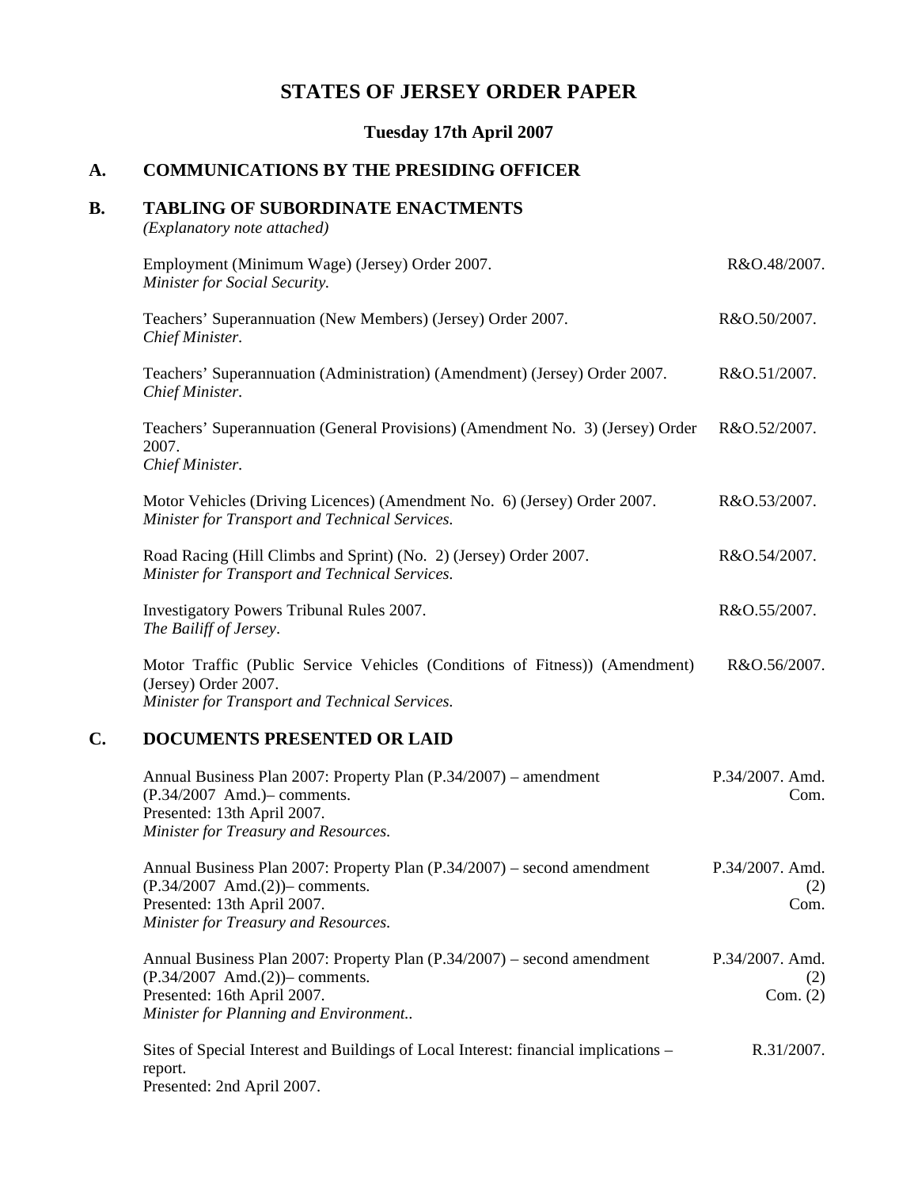# STATES OF JERSEY ORDER PAPER

## Tuesday 17th April 2007

## A. COMMUNICATIONS BY THE PRESIDING OFFICER

## B. TABLING OF SUBORDINATE ENACTMENTS

*(Explanatory note attached)*

| | |
|---|---|
| Employment (Minimum Wage) (Jersey) Order 2007.<br>*Minister for Social Security.* | R&O.48/2007. |
| Teachers' Superannuation (New Members) (Jersey) Order 2007.<br>*Chief Minister.* | R&O.50/2007. |
| Teachers' Superannuation (Administration) (Amendment) (Jersey) Order 2007.<br>*Chief Minister.* | R&O.51/2007. |
| Teachers' Superannuation (General Provisions) (Amendment No. 3) (Jersey) Order 2007.<br>*Chief Minister.* | R&O.52/2007. |
| Motor Vehicles (Driving Licences) (Amendment No. 6) (Jersey) Order 2007.<br>*Minister for Transport and Technical Services.* | R&O.53/2007. |
| Road Racing (Hill Climbs and Sprint) (No. 2) (Jersey) Order 2007.<br>*Minister for Transport and Technical Services.* | R&O.54/2007. |
| Investigatory Powers Tribunal Rules 2007.<br>*The Bailiff of Jersey.* | R&O.55/2007. |
| Motor Traffic (Public Service Vehicles (Conditions of Fitness)) (Amendment) (Jersey) Order 2007.<br>*Minister for Transport and Technical Services.* | R&O.56/2007. |

## C. DOCUMENTS PRESENTED OR LAID

| | |
|---|---|
| Annual Business Plan 2007: Property Plan (P.34/2007) – amendment (P.34/2007 Amd.)– comments.<br>Presented: 13th April 2007.<br>*Minister for Treasury and Resources.* | P.34/2007. Amd. Com. |
| Annual Business Plan 2007: Property Plan (P.34/2007) – second amendment (P.34/2007 Amd.(2))– comments.<br>Presented: 13th April 2007.<br>*Minister for Treasury and Resources.* | P.34/2007. Amd. (2) Com. |
| Annual Business Plan 2007: Property Plan (P.34/2007) – second amendment (P.34/2007 Amd.(2))– comments.<br>Presented: 16th April 2007.<br>*Minister for Planning and Environment..* | P.34/2007. Amd. (2) Com. (2) |
| Sites of Special Interest and Buildings of Local Interest: financial implications – report.<br>Presented: 2nd April 2007. | R.31/2007. |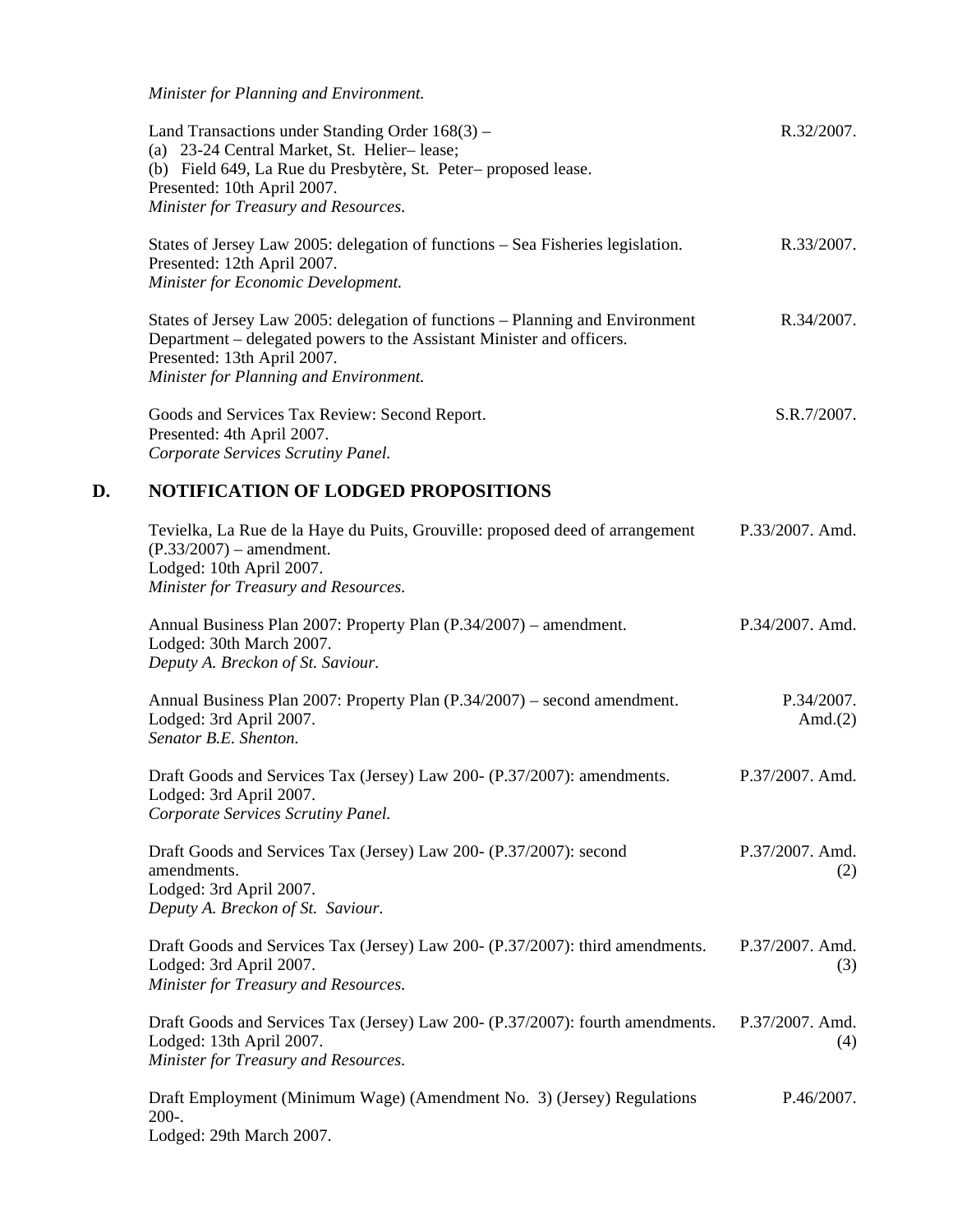*Minister for Planning and Environment.*

Land Transactions under Standing Order 168(3) –
(a) 23-24 Central Market, St. Helier– lease;
(b) Field 649, La Rue du Presbytère, St. Peter– proposed lease.
Presented: 10th April 2007.
*Minister for Treasury and Resources.* — R.32/2007.

States of Jersey Law 2005: delegation of functions – Sea Fisheries legislation.
Presented: 12th April 2007.
*Minister for Economic Development.* — R.33/2007.

States of Jersey Law 2005: delegation of functions – Planning and Environment Department – delegated powers to the Assistant Minister and officers.
Presented: 13th April 2007.
*Minister for Planning and Environment.* — R.34/2007.

Goods and Services Tax Review: Second Report.
Presented: 4th April 2007.
*Corporate Services Scrutiny Panel.* — S.R.7/2007.

## D. NOTIFICATION OF LODGED PROPOSITIONS

Tevielka, La Rue de la Haye du Puits, Grouville: proposed deed of arrangement (P.33/2007) – amendment.
Lodged: 10th April 2007.
*Minister for Treasury and Resources.* — P.33/2007. Amd.

Annual Business Plan 2007: Property Plan (P.34/2007) – amendment.
Lodged: 30th March 2007.
*Deputy A. Breckon of St. Saviour.* — P.34/2007. Amd.

Annual Business Plan 2007: Property Plan (P.34/2007) – second amendment.
Lodged: 3rd April 2007.
*Senator B.E. Shenton.* — P.34/2007. Amd.(2)

Draft Goods and Services Tax (Jersey) Law 200- (P.37/2007): amendments.
Lodged: 3rd April 2007.
*Corporate Services Scrutiny Panel.* — P.37/2007. Amd.

Draft Goods and Services Tax (Jersey) Law 200- (P.37/2007): second amendments.
Lodged: 3rd April 2007.
*Deputy A. Breckon of St. Saviour.* — P.37/2007. Amd. (2)

Draft Goods and Services Tax (Jersey) Law 200- (P.37/2007): third amendments.
Lodged: 3rd April 2007.
*Minister for Treasury and Resources.* — P.37/2007. Amd. (3)

Draft Goods and Services Tax (Jersey) Law 200- (P.37/2007): fourth amendments.
Lodged: 13th April 2007.
*Minister for Treasury and Resources.* — P.37/2007. Amd. (4)

Draft Employment (Minimum Wage) (Amendment No. 3) (Jersey) Regulations 200-.
Lodged: 29th March 2007. — P.46/2007.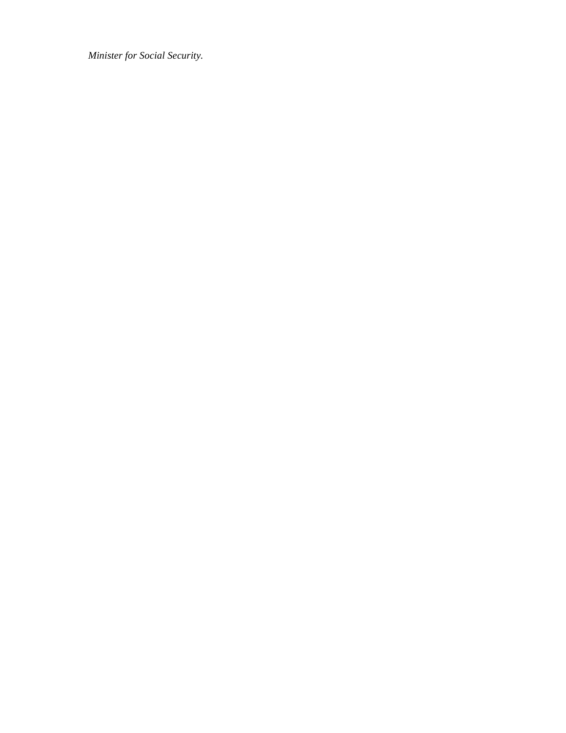*Minister for Social Security.*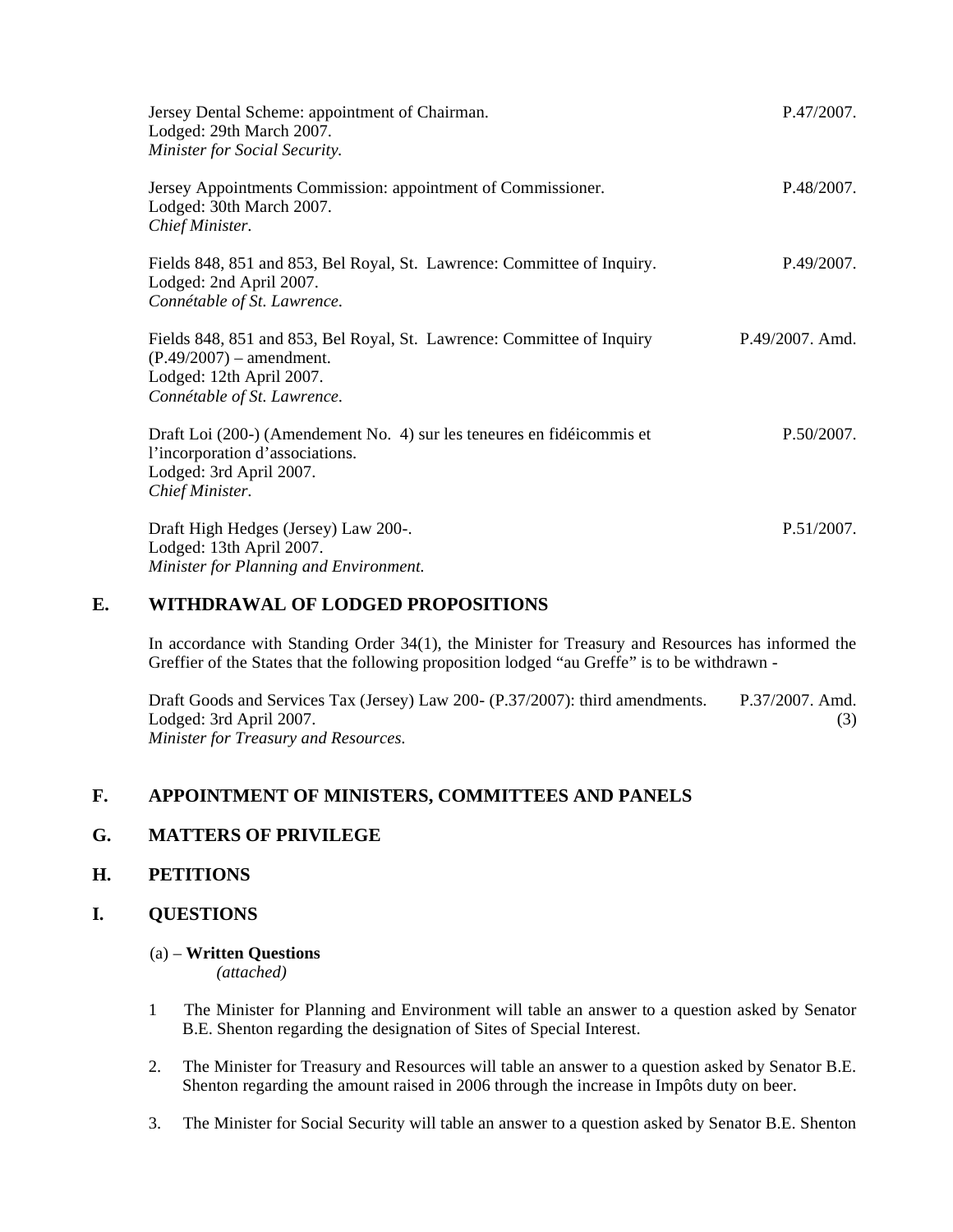Jersey Dental Scheme: appointment of Chairman. P.47/2007.
Lodged: 29th March 2007.
*Minister for Social Security.*

Jersey Appointments Commission: appointment of Commissioner. P.48/2007.
Lodged: 30th March 2007.
*Chief Minister.*

Fields 848, 851 and 853, Bel Royal, St. Lawrence: Committee of Inquiry. P.49/2007.
Lodged: 2nd April 2007.
*Connétable of St. Lawrence.*

Fields 848, 851 and 853, Bel Royal, St. Lawrence: Committee of Inquiry (P.49/2007) – amendment. P.49/2007. Amd.
Lodged: 12th April 2007.
*Connétable of St. Lawrence.*

Draft Loi (200-) (Amendement No. 4) sur les teneures en fidéicommis et l'incorporation d'associations. P.50/2007.
Lodged: 3rd April 2007.
*Chief Minister.*

Draft High Hedges (Jersey) Law 200-. P.51/2007.
Lodged: 13th April 2007.
*Minister for Planning and Environment.*

## E. WITHDRAWAL OF LODGED PROPOSITIONS

In accordance with Standing Order 34(1), the Minister for Treasury and Resources has informed the Greffier of the States that the following proposition lodged "au Greffe" is to be withdrawn -

Draft Goods and Services Tax (Jersey) Law 200- (P.37/2007): third amendments. P.37/2007. Amd. (3)
Lodged: 3rd April 2007.
*Minister for Treasury and Resources.*

## F. APPOINTMENT OF MINISTERS, COMMITTEES AND PANELS

## G. MATTERS OF PRIVILEGE

## H. PETITIONS

## I. QUESTIONS

(a) – **Written Questions**
*(attached)*

1 The Minister for Planning and Environment will table an answer to a question asked by Senator B.E. Shenton regarding the designation of Sites of Special Interest.

2. The Minister for Treasury and Resources will table an answer to a question asked by Senator B.E. Shenton regarding the amount raised in 2006 through the increase in Impôts duty on beer.

3. The Minister for Social Security will table an answer to a question asked by Senator B.E. Shenton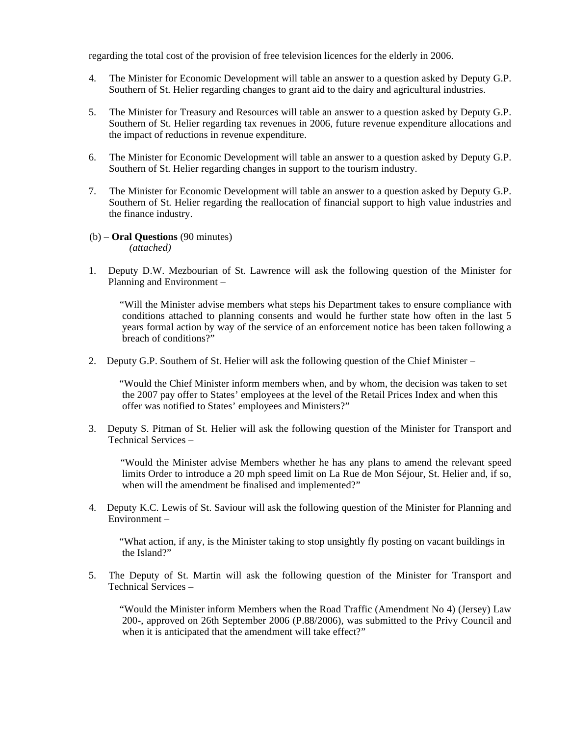regarding the total cost of the provision of free television licences for the elderly in 2006.

4. The Minister for Economic Development will table an answer to a question asked by Deputy G.P. Southern of St. Helier regarding changes to grant aid to the dairy and agricultural industries.

5. The Minister for Treasury and Resources will table an answer to a question asked by Deputy G.P. Southern of St. Helier regarding tax revenues in 2006, future revenue expenditure allocations and the impact of reductions in revenue expenditure.

6. The Minister for Economic Development will table an answer to a question asked by Deputy G.P. Southern of St. Helier regarding changes in support to the tourism industry.

7. The Minister for Economic Development will table an answer to a question asked by Deputy G.P. Southern of St. Helier regarding the reallocation of financial support to high value industries and the finance industry.

(b) – **Oral Questions** (90 minutes)
*(attached)*

1. Deputy D.W. Mezbourian of St. Lawrence will ask the following question of the Minister for Planning and Environment –

   "Will the Minister advise members what steps his Department takes to ensure compliance with conditions attached to planning consents and would he further state how often in the last 5 years formal action by way of the service of an enforcement notice has been taken following a breach of conditions?"

2. Deputy G.P. Southern of St. Helier will ask the following question of the Chief Minister –

   "Would the Chief Minister inform members when, and by whom, the decision was taken to set the 2007 pay offer to States' employees at the level of the Retail Prices Index and when this offer was notified to States' employees and Ministers?"

3. Deputy S. Pitman of St. Helier will ask the following question of the Minister for Transport and Technical Services –

   "Would the Minister advise Members whether he has any plans to amend the relevant speed limits Order to introduce a 20 mph speed limit on La Rue de Mon Séjour, St. Helier and, if so, when will the amendment be finalised and implemented?"

4. Deputy K.C. Lewis of St. Saviour will ask the following question of the Minister for Planning and Environment –

   "What action, if any, is the Minister taking to stop unsightly fly posting on vacant buildings in the Island?"

5. The Deputy of St. Martin will ask the following question of the Minister for Transport and Technical Services –

   "Would the Minister inform Members when the Road Traffic (Amendment No 4) (Jersey) Law 200-, approved on 26th September 2006 (P.88/2006), was submitted to the Privy Council and when it is anticipated that the amendment will take effect?"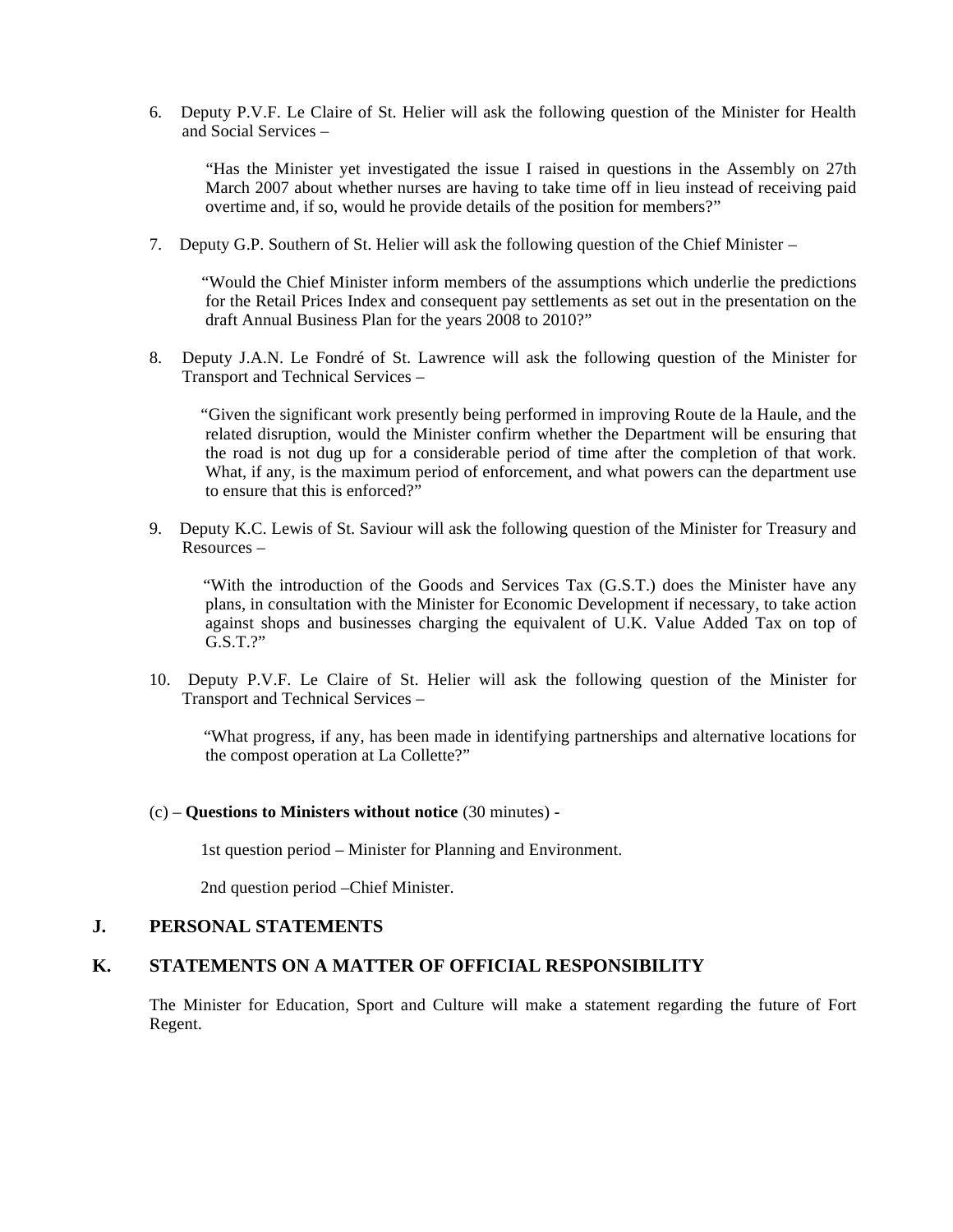6. Deputy P.V.F. Le Claire of St. Helier will ask the following question of the Minister for Health and Social Services –

   "Has the Minister yet investigated the issue I raised in questions in the Assembly on 27th March 2007 about whether nurses are having to take time off in lieu instead of receiving paid overtime and, if so, would he provide details of the position for members?"

7. Deputy G.P. Southern of St. Helier will ask the following question of the Chief Minister –

   "Would the Chief Minister inform members of the assumptions which underlie the predictions for the Retail Prices Index and consequent pay settlements as set out in the presentation on the draft Annual Business Plan for the years 2008 to 2010?"

8. Deputy J.A.N. Le Fondré of St. Lawrence will ask the following question of the Minister for Transport and Technical Services –

   "Given the significant work presently being performed in improving Route de la Haule, and the related disruption, would the Minister confirm whether the Department will be ensuring that the road is not dug up for a considerable period of time after the completion of that work. What, if any, is the maximum period of enforcement, and what powers can the department use to ensure that this is enforced?"

9. Deputy K.C. Lewis of St. Saviour will ask the following question of the Minister for Treasury and Resources –

   "With the introduction of the Goods and Services Tax (G.S.T.) does the Minister have any plans, in consultation with the Minister for Economic Development if necessary, to take action against shops and businesses charging the equivalent of U.K. Value Added Tax on top of G.S.T.?"

10. Deputy P.V.F. Le Claire of St. Helier will ask the following question of the Minister for Transport and Technical Services –

    "What progress, if any, has been made in identifying partnerships and alternative locations for the compost operation at La Collette?"

(c) – **Questions to Ministers without notice** (30 minutes) -

1st question period – Minister for Planning and Environment.

2nd question period –Chief Minister.

## J. PERSONAL STATEMENTS

## K. STATEMENTS ON A MATTER OF OFFICIAL RESPONSIBILITY

The Minister for Education, Sport and Culture will make a statement regarding the future of Fort Regent.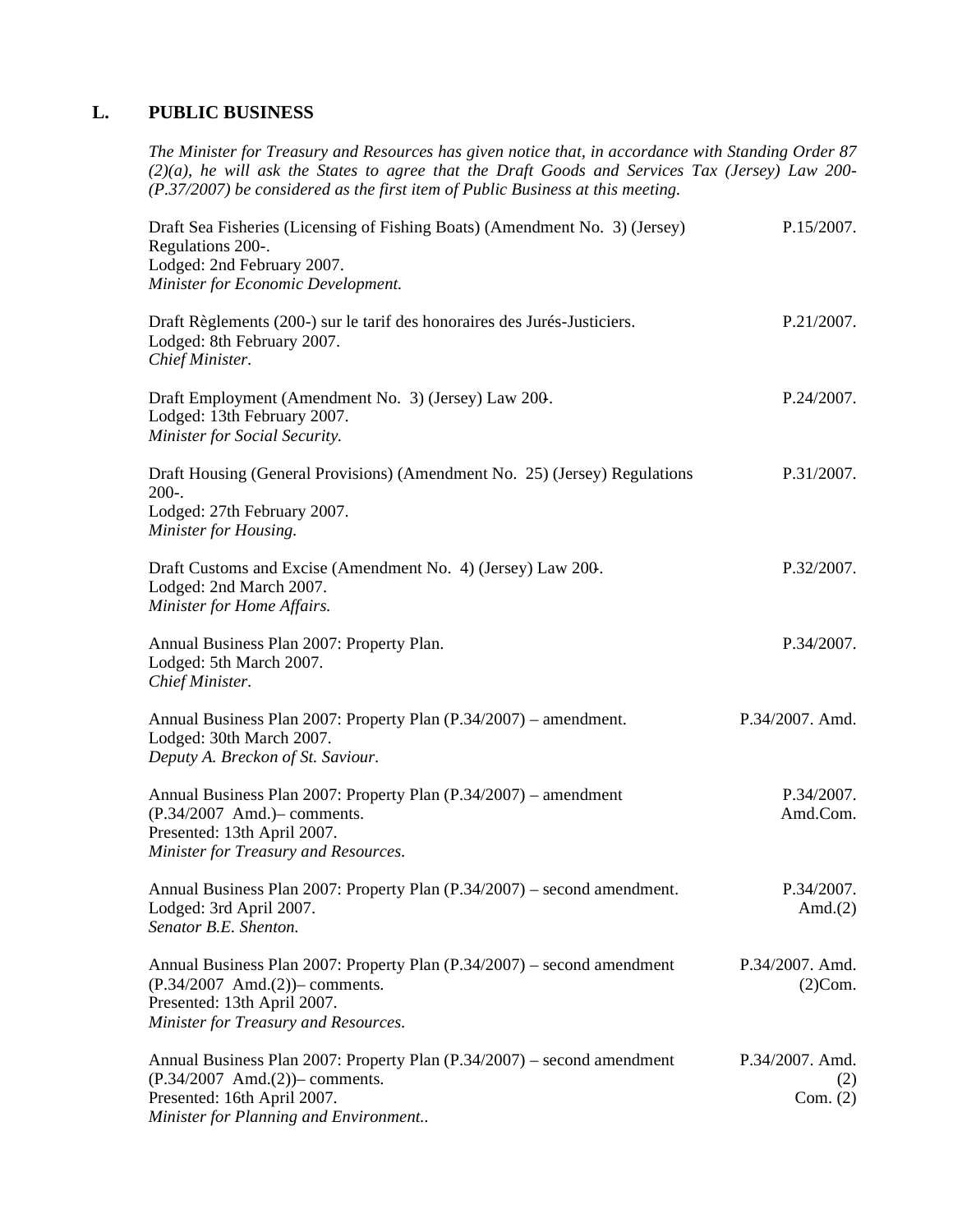## L. PUBLIC BUSINESS

*The Minister for Treasury and Resources has given notice that, in accordance with Standing Order 87 (2)(a), he will ask the States to agree that the Draft Goods and Services Tax (Jersey) Law 200- (P.37/2007) be considered as the first item of Public Business at this meeting.*

| | |
|---|---|
| Draft Sea Fisheries (Licensing of Fishing Boats) (Amendment No. 3) (Jersey) Regulations 200-.<br>Lodged: 2nd February 2007.<br>*Minister for Economic Development.* | P.15/2007. |
| Draft Règlements (200-) sur le tarif des honoraires des Jurés-Justiciers.<br>Lodged: 8th February 2007.<br>*Chief Minister.* | P.21/2007. |
| Draft Employment (Amendment No. 3) (Jersey) Law 200-.<br>Lodged: 13th February 2007.<br>*Minister for Social Security.* | P.24/2007. |
| Draft Housing (General Provisions) (Amendment No. 25) (Jersey) Regulations 200-.<br>Lodged: 27th February 2007.<br>*Minister for Housing.* | P.31/2007. |
| Draft Customs and Excise (Amendment No. 4) (Jersey) Law 200-.<br>Lodged: 2nd March 2007.<br>*Minister for Home Affairs.* | P.32/2007. |
| Annual Business Plan 2007: Property Plan.<br>Lodged: 5th March 2007.<br>*Chief Minister.* | P.34/2007. |
| Annual Business Plan 2007: Property Plan (P.34/2007) – amendment.<br>Lodged: 30th March 2007.<br>*Deputy A. Breckon of St. Saviour.* | P.34/2007. Amd. |
| Annual Business Plan 2007: Property Plan (P.34/2007) – amendment (P.34/2007 Amd.)– comments.<br>Presented: 13th April 2007.<br>*Minister for Treasury and Resources.* | P.34/2007. Amd.Com. |
| Annual Business Plan 2007: Property Plan (P.34/2007) – second amendment.<br>Lodged: 3rd April 2007.<br>*Senator B.E. Shenton.* | P.34/2007. Amd.(2) |
| Annual Business Plan 2007: Property Plan (P.34/2007) – second amendment (P.34/2007 Amd.(2))– comments.<br>Presented: 13th April 2007.<br>*Minister for Treasury and Resources.* | P.34/2007. Amd. (2)Com. |
| Annual Business Plan 2007: Property Plan (P.34/2007) – second amendment (P.34/2007 Amd.(2))– comments.<br>Presented: 16th April 2007.<br>*Minister for Planning and Environment..* | P.34/2007. Amd. (2) Com. (2) |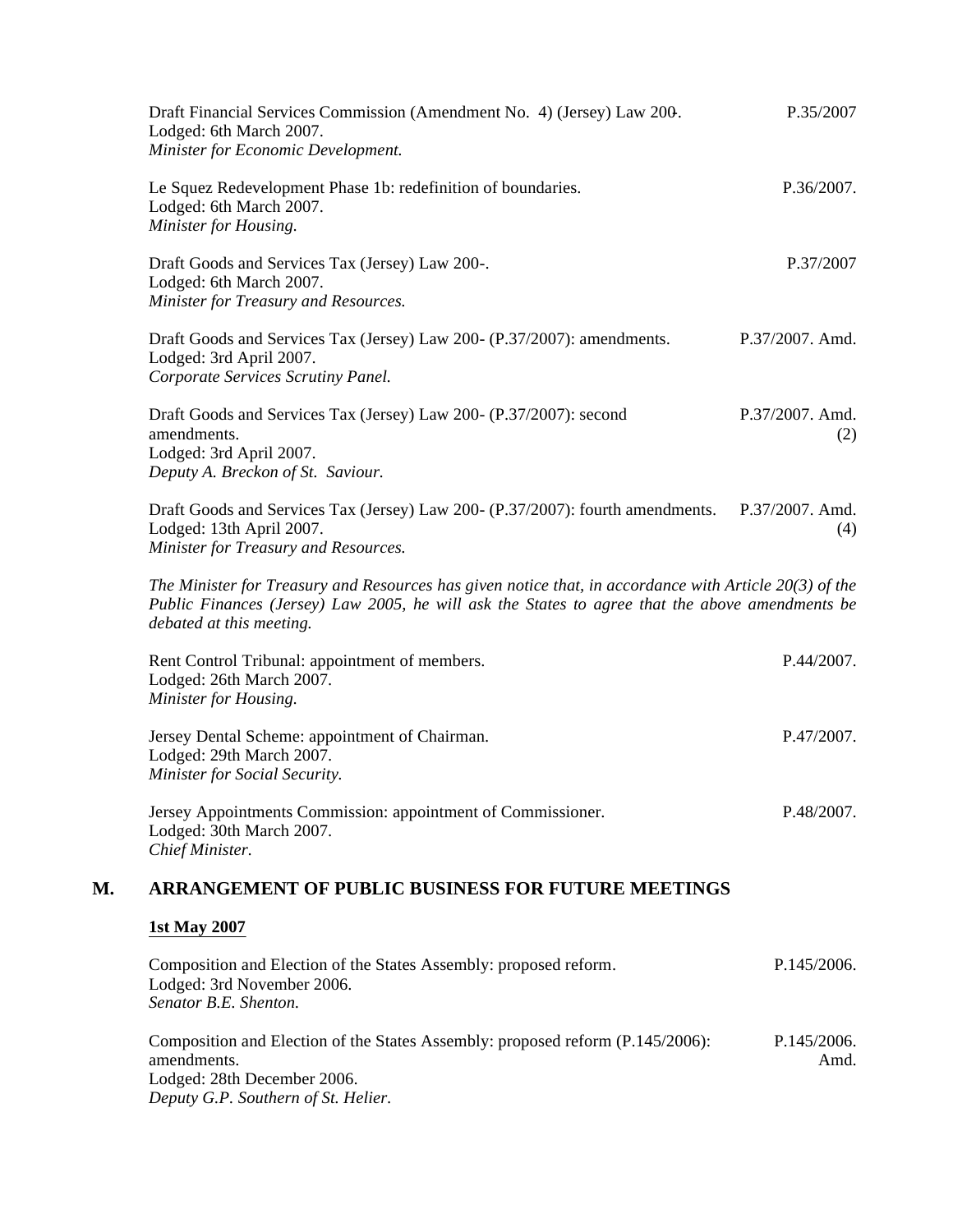Draft Financial Services Commission (Amendment No. 4) (Jersey) Law 200-. P.35/2007
Lodged: 6th March 2007.
*Minister for Economic Development.*

Le Squez Redevelopment Phase 1b: redefinition of boundaries. P.36/2007.
Lodged: 6th March 2007.
*Minister for Housing.*

Draft Goods and Services Tax (Jersey) Law 200-. P.37/2007
Lodged: 6th March 2007.
*Minister for Treasury and Resources.*

Draft Goods and Services Tax (Jersey) Law 200- (P.37/2007): amendments. P.37/2007. Amd.
Lodged: 3rd April 2007.
*Corporate Services Scrutiny Panel.*

Draft Goods and Services Tax (Jersey) Law 200- (P.37/2007): second amendments. P.37/2007. Amd. (2)
Lodged: 3rd April 2007.
*Deputy A. Breckon of St. Saviour.*

Draft Goods and Services Tax (Jersey) Law 200- (P.37/2007): fourth amendments. P.37/2007. Amd. (4)
Lodged: 13th April 2007.
*Minister for Treasury and Resources.*

*The Minister for Treasury and Resources has given notice that, in accordance with Article 20(3) of the Public Finances (Jersey) Law 2005, he will ask the States to agree that the above amendments be debated at this meeting.*

Rent Control Tribunal: appointment of members. P.44/2007.
Lodged: 26th March 2007.
*Minister for Housing.*

Jersey Dental Scheme: appointment of Chairman. P.47/2007.
Lodged: 29th March 2007.
*Minister for Social Security.*

Jersey Appointments Commission: appointment of Commissioner. P.48/2007.
Lodged: 30th March 2007.
*Chief Minister.*

## M. ARRANGEMENT OF PUBLIC BUSINESS FOR FUTURE MEETINGS

**1st May 2007**

Composition and Election of the States Assembly: proposed reform. P.145/2006.
Lodged: 3rd November 2006.
*Senator B.E. Shenton.*

Composition and Election of the States Assembly: proposed reform (P.145/2006): amendments. P.145/2006. Amd.
Lodged: 28th December 2006.
*Deputy G.P. Southern of St. Helier.*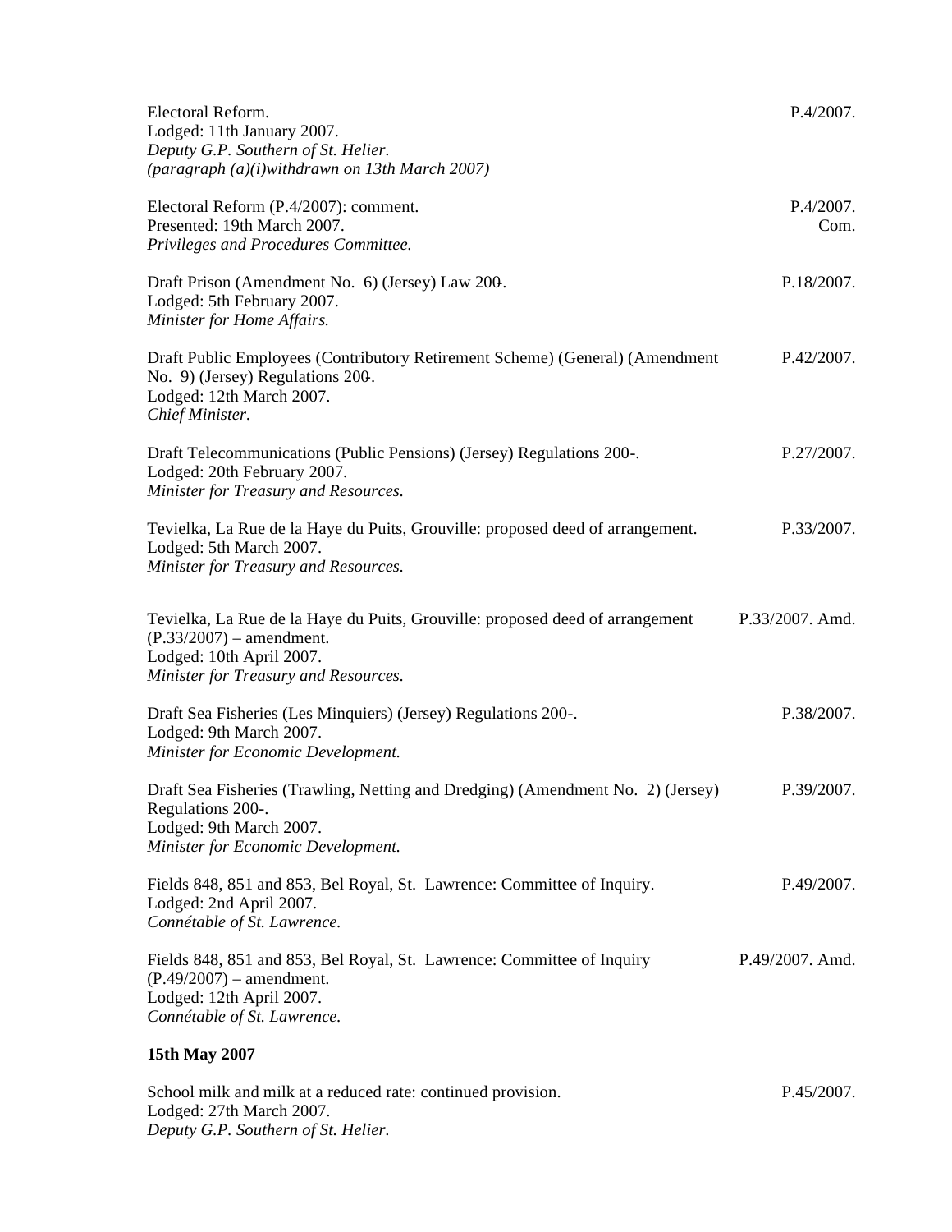Electoral Reform. P.4/2007.
Lodged: 11th January 2007.
*Deputy G.P. Southern of St. Helier.*
*(paragraph (a)(i)withdrawn on 13th March 2007)*

Electoral Reform (P.4/2007): comment. P.4/2007. Com.
Presented: 19th March 2007.
*Privileges and Procedures Committee.*

Draft Prison (Amendment No. 6) (Jersey) Law 200-. P.18/2007.
Lodged: 5th February 2007.
*Minister for Home Affairs.*

Draft Public Employees (Contributory Retirement Scheme) (General) (Amendment No. 9) (Jersey) Regulations 200-. P.42/2007.
Lodged: 12th March 2007.
*Chief Minister.*

Draft Telecommunications (Public Pensions) (Jersey) Regulations 200-. P.27/2007.
Lodged: 20th February 2007.
*Minister for Treasury and Resources.*

Tevielka, La Rue de la Haye du Puits, Grouville: proposed deed of arrangement. P.33/2007.
Lodged: 5th March 2007.
*Minister for Treasury and Resources.*

Tevielka, La Rue de la Haye du Puits, Grouville: proposed deed of arrangement (P.33/2007) – amendment. P.33/2007. Amd.
Lodged: 10th April 2007.
*Minister for Treasury and Resources.*

Draft Sea Fisheries (Les Minquiers) (Jersey) Regulations 200-. P.38/2007.
Lodged: 9th March 2007.
*Minister for Economic Development.*

Draft Sea Fisheries (Trawling, Netting and Dredging) (Amendment No. 2) (Jersey) Regulations 200-. P.39/2007.
Lodged: 9th March 2007.
*Minister for Economic Development.*

Fields 848, 851 and 853, Bel Royal, St. Lawrence: Committee of Inquiry. P.49/2007.
Lodged: 2nd April 2007.
*Connétable of St. Lawrence.*

Fields 848, 851 and 853, Bel Royal, St. Lawrence: Committee of Inquiry (P.49/2007) – amendment. P.49/2007. Amd.
Lodged: 12th April 2007.
*Connétable of St. Lawrence.*

**15th May 2007**

School milk and milk at a reduced rate: continued provision. P.45/2007.
Lodged: 27th March 2007.
*Deputy G.P. Southern of St. Helier.*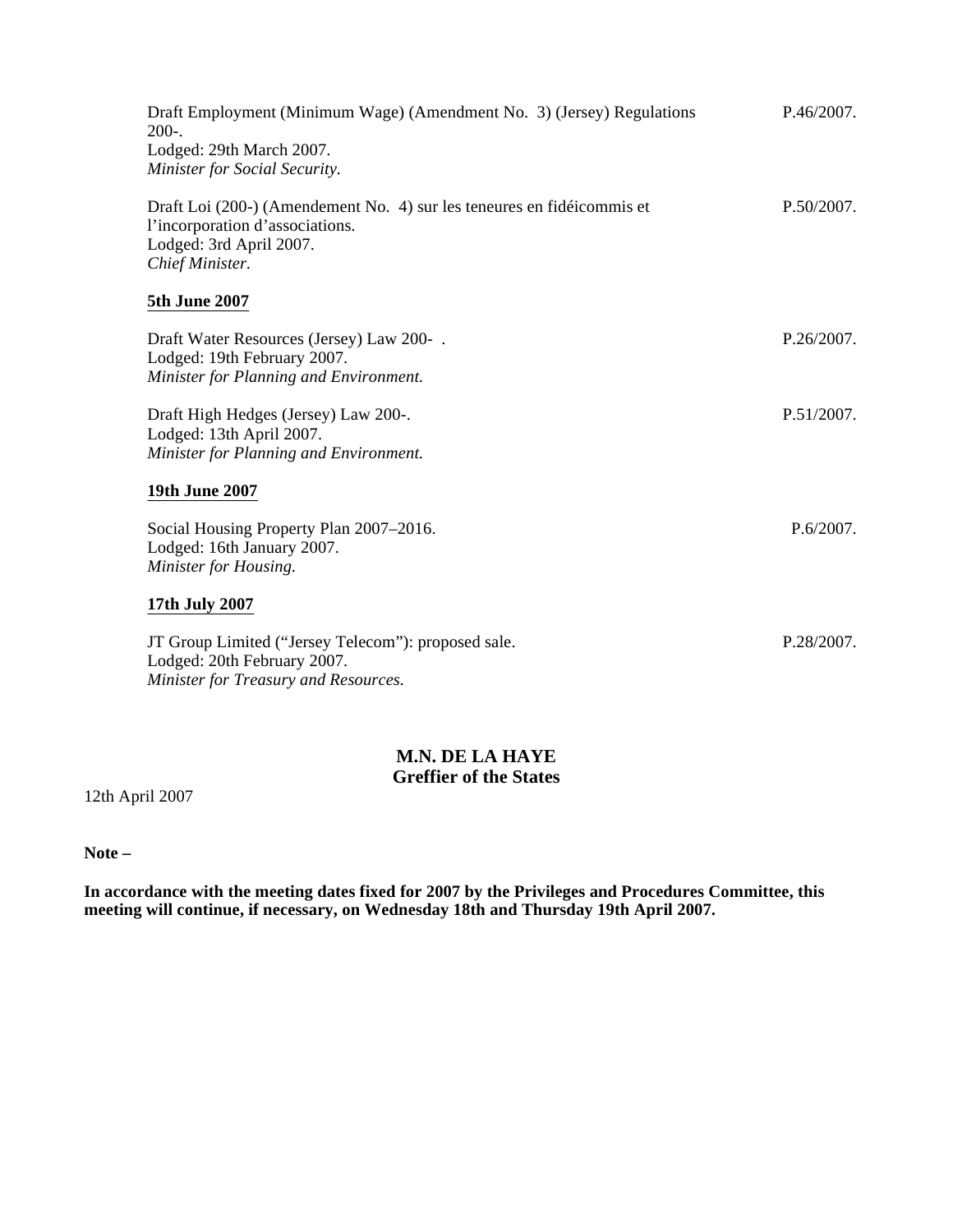Draft Employment (Minimum Wage) (Amendment No. 3) (Jersey) Regulations 200-. P.46/2007.
Lodged: 29th March 2007.
*Minister for Social Security.*

Draft Loi (200-) (Amendement No. 4) sur les teneures en fidéicommis et l'incorporation d'associations. P.50/2007.
Lodged: 3rd April 2007.
*Chief Minister.*

**5th June 2007**

Draft Water Resources (Jersey) Law 200- . P.26/2007.
Lodged: 19th February 2007.
*Minister for Planning and Environment.*

Draft High Hedges (Jersey) Law 200-. P.51/2007.
Lodged: 13th April 2007.
*Minister for Planning and Environment.*

**19th June 2007**

Social Housing Property Plan 2007–2016. P.6/2007.
Lodged: 16th January 2007.
*Minister for Housing.*

**17th July 2007**

JT Group Limited ("Jersey Telecom"): proposed sale. P.28/2007.
Lodged: 20th February 2007.
*Minister for Treasury and Resources.*

**M.N. DE LA HAYE**
**Greffier of the States**

12th April 2007

**Note –**

**In accordance with the meeting dates fixed for 2007 by the Privileges and Procedures Committee, this meeting will continue, if necessary, on Wednesday 18th and Thursday 19th April 2007.**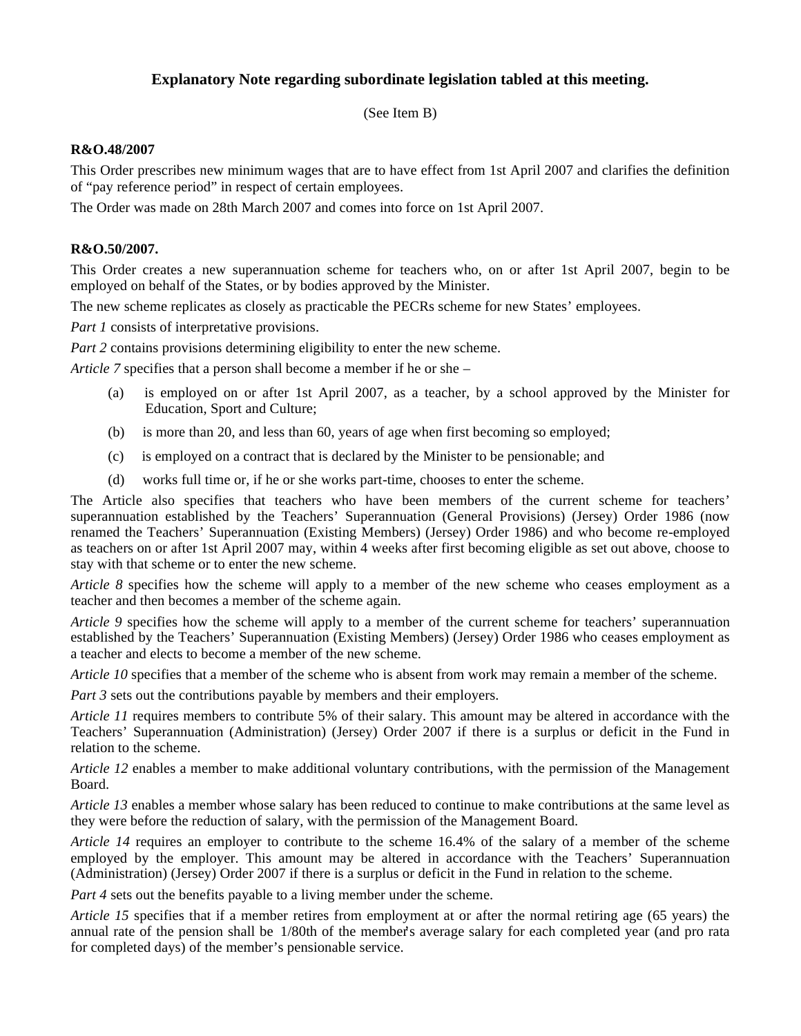## Explanatory Note regarding subordinate legislation tabled at this meeting.

(See Item B)

**R&O.48/2007**

This Order prescribes new minimum wages that are to have effect from 1st April 2007 and clarifies the definition of "pay reference period" in respect of certain employees.

The Order was made on 28th March 2007 and comes into force on 1st April 2007.

**R&O.50/2007.**

This Order creates a new superannuation scheme for teachers who, on or after 1st April 2007, begin to be employed on behalf of the States, or by bodies approved by the Minister.

The new scheme replicates as closely as practicable the PECRs scheme for new States' employees.

*Part 1* consists of interpretative provisions.

*Part 2* contains provisions determining eligibility to enter the new scheme.

*Article 7* specifies that a person shall become a member if he or she –

(a) is employed on or after 1st April 2007, as a teacher, by a school approved by the Minister for Education, Sport and Culture;

(b) is more than 20, and less than 60, years of age when first becoming so employed;

(c) is employed on a contract that is declared by the Minister to be pensionable; and

(d) works full time or, if he or she works part-time, chooses to enter the scheme.

The Article also specifies that teachers who have been members of the current scheme for teachers' superannuation established by the Teachers' Superannuation (General Provisions) (Jersey) Order 1986 (now renamed the Teachers' Superannuation (Existing Members) (Jersey) Order 1986) and who become re-employed as teachers on or after 1st April 2007 may, within 4 weeks after first becoming eligible as set out above, choose to stay with that scheme or to enter the new scheme.

*Article 8* specifies how the scheme will apply to a member of the new scheme who ceases employment as a teacher and then becomes a member of the scheme again.

*Article 9* specifies how the scheme will apply to a member of the current scheme for teachers' superannuation established by the Teachers' Superannuation (Existing Members) (Jersey) Order 1986 who ceases employment as a teacher and elects to become a member of the new scheme.

*Article 10* specifies that a member of the scheme who is absent from work may remain a member of the scheme.

*Part 3* sets out the contributions payable by members and their employers.

*Article 11* requires members to contribute 5% of their salary. This amount may be altered in accordance with the Teachers' Superannuation (Administration) (Jersey) Order 2007 if there is a surplus or deficit in the Fund in relation to the scheme.

*Article 12* enables a member to make additional voluntary contributions, with the permission of the Management Board.

*Article 13* enables a member whose salary has been reduced to continue to make contributions at the same level as they were before the reduction of salary, with the permission of the Management Board.

*Article 14* requires an employer to contribute to the scheme 16.4% of the salary of a member of the scheme employed by the employer. This amount may be altered in accordance with the Teachers' Superannuation (Administration) (Jersey) Order 2007 if there is a surplus or deficit in the Fund in relation to the scheme.

*Part 4* sets out the benefits payable to a living member under the scheme.

*Article 15* specifies that if a member retires from employment at or after the normal retiring age (65 years) the annual rate of the pension shall be 1/80th of the member's average salary for each completed year (and pro rata for completed days) of the member's pensionable service.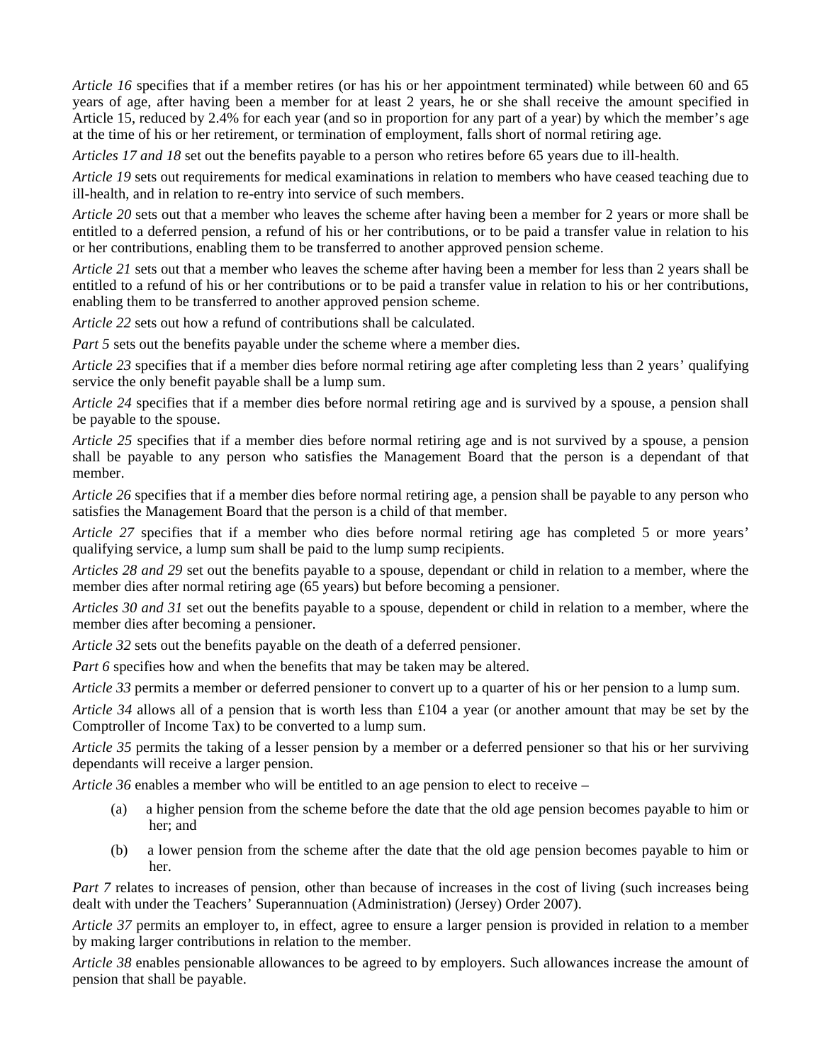*Article 16* specifies that if a member retires (or has his or her appointment terminated) while between 60 and 65 years of age, after having been a member for at least 2 years, he or she shall receive the amount specified in Article 15, reduced by 2.4% for each year (and so in proportion for any part of a year) by which the member's age at the time of his or her retirement, or termination of employment, falls short of normal retiring age.

*Articles 17 and 18* set out the benefits payable to a person who retires before 65 years due to ill-health.

*Article 19* sets out requirements for medical examinations in relation to members who have ceased teaching due to ill-health, and in relation to re-entry into service of such members.

*Article 20* sets out that a member who leaves the scheme after having been a member for 2 years or more shall be entitled to a deferred pension, a refund of his or her contributions, or to be paid a transfer value in relation to his or her contributions, enabling them to be transferred to another approved pension scheme.

*Article 21* sets out that a member who leaves the scheme after having been a member for less than 2 years shall be entitled to a refund of his or her contributions or to be paid a transfer value in relation to his or her contributions, enabling them to be transferred to another approved pension scheme.

*Article 22* sets out how a refund of contributions shall be calculated.

*Part 5* sets out the benefits payable under the scheme where a member dies.

*Article 23* specifies that if a member dies before normal retiring age after completing less than 2 years' qualifying service the only benefit payable shall be a lump sum.

*Article 24* specifies that if a member dies before normal retiring age and is survived by a spouse, a pension shall be payable to the spouse.

*Article 25* specifies that if a member dies before normal retiring age and is not survived by a spouse, a pension shall be payable to any person who satisfies the Management Board that the person is a dependant of that member.

*Article 26* specifies that if a member dies before normal retiring age, a pension shall be payable to any person who satisfies the Management Board that the person is a child of that member.

*Article 27* specifies that if a member who dies before normal retiring age has completed 5 or more years' qualifying service, a lump sum shall be paid to the lump sump recipients.

*Articles 28 and 29* set out the benefits payable to a spouse, dependant or child in relation to a member, where the member dies after normal retiring age (65 years) but before becoming a pensioner.

*Articles 30 and 31* set out the benefits payable to a spouse, dependent or child in relation to a member, where the member dies after becoming a pensioner.

*Article 32* sets out the benefits payable on the death of a deferred pensioner.

*Part 6* specifies how and when the benefits that may be taken may be altered.

*Article 33* permits a member or deferred pensioner to convert up to a quarter of his or her pension to a lump sum.

*Article 34* allows all of a pension that is worth less than £104 a year (or another amount that may be set by the Comptroller of Income Tax) to be converted to a lump sum.

*Article 35* permits the taking of a lesser pension by a member or a deferred pensioner so that his or her surviving dependants will receive a larger pension.

*Article 36* enables a member who will be entitled to an age pension to elect to receive –

(a) a higher pension from the scheme before the date that the old age pension becomes payable to him or her; and

(b) a lower pension from the scheme after the date that the old age pension becomes payable to him or her.

*Part 7* relates to increases of pension, other than because of increases in the cost of living (such increases being dealt with under the Teachers' Superannuation (Administration) (Jersey) Order 2007).

*Article 37* permits an employer to, in effect, agree to ensure a larger pension is provided in relation to a member by making larger contributions in relation to the member.

*Article 38* enables pensionable allowances to be agreed to by employers. Such allowances increase the amount of pension that shall be payable.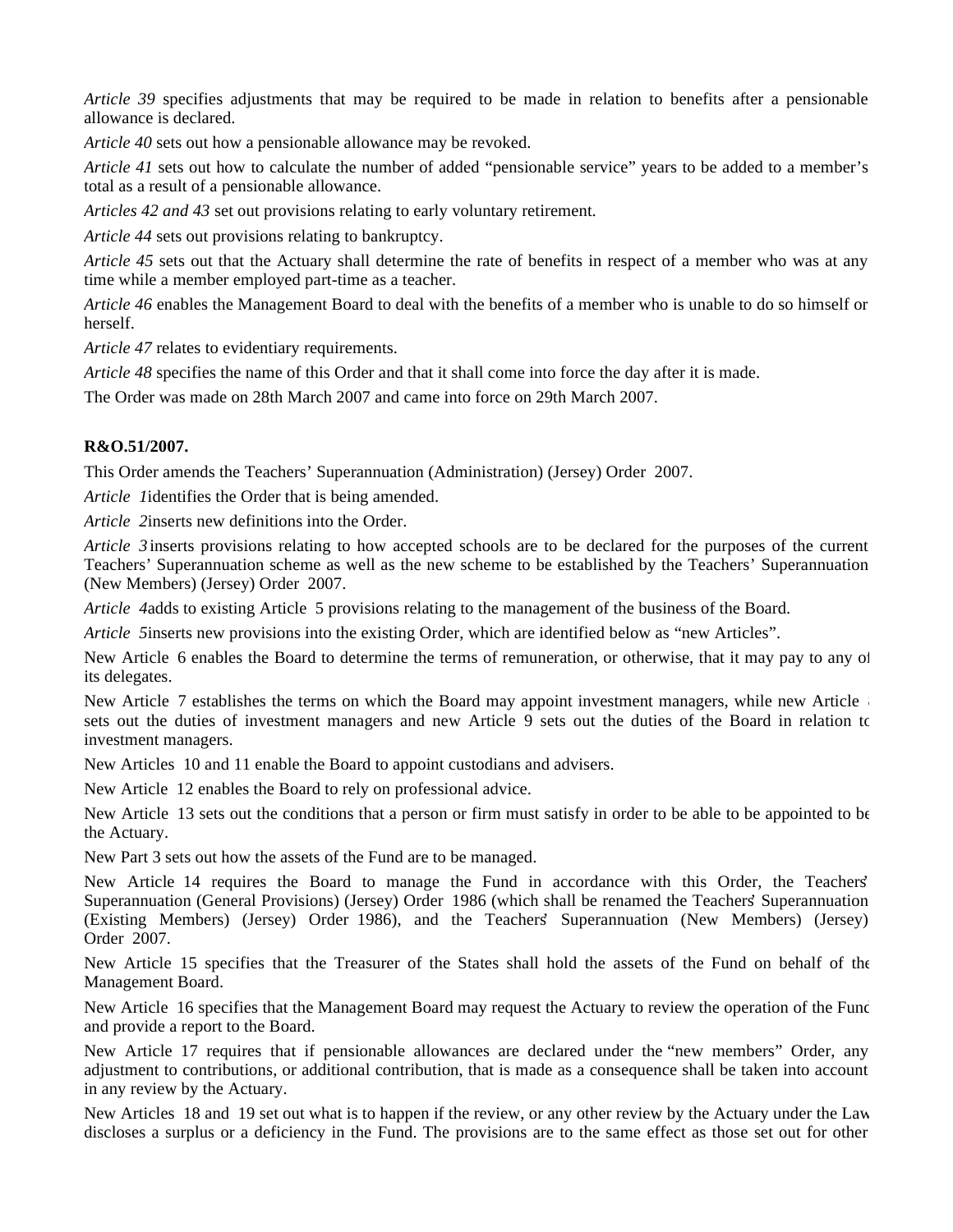*Article 39* specifies adjustments that may be required to be made in relation to benefits after a pensionable allowance is declared.

*Article 40* sets out how a pensionable allowance may be revoked.

*Article 41* sets out how to calculate the number of added "pensionable service" years to be added to a member's total as a result of a pensionable allowance.

*Articles 42 and 43* set out provisions relating to early voluntary retirement.

*Article 44* sets out provisions relating to bankruptcy.

*Article 45* sets out that the Actuary shall determine the rate of benefits in respect of a member who was at any time while a member employed part-time as a teacher.

*Article 46* enables the Management Board to deal with the benefits of a member who is unable to do so himself or herself.

*Article 47* relates to evidentiary requirements.

*Article 48* specifies the name of this Order and that it shall come into force the day after it is made.

The Order was made on 28th March 2007 and came into force on 29th March 2007.

**R&O.51/2007.**

This Order amends the Teachers' Superannuation (Administration) (Jersey) Order 2007.

*Article 1* identifies the Order that is being amended.

*Article 2* inserts new definitions into the Order.

*Article 3* inserts provisions relating to how accepted schools are to be declared for the purposes of the current Teachers' Superannuation scheme as well as the new scheme to be established by the Teachers' Superannuation (New Members) (Jersey) Order 2007.

*Article 4* adds to existing Article 5 provisions relating to the management of the business of the Board.

*Article 5* inserts new provisions into the existing Order, which are identified below as "new Articles".

New Article 6 enables the Board to determine the terms of remuneration, or otherwise, that it may pay to any of its delegates.

New Article 7 establishes the terms on which the Board may appoint investment managers, while new Article 8 sets out the duties of investment managers and new Article 9 sets out the duties of the Board in relation to investment managers.

New Articles 10 and 11 enable the Board to appoint custodians and advisers.

New Article 12 enables the Board to rely on professional advice.

New Article 13 sets out the conditions that a person or firm must satisfy in order to be able to be appointed to be the Actuary.

New Part 3 sets out how the assets of the Fund are to be managed.

New Article 14 requires the Board to manage the Fund in accordance with this Order, the Teachers' Superannuation (General Provisions) (Jersey) Order 1986 (which shall be renamed the Teachers' Superannuation (Existing Members) (Jersey) Order 1986), and the Teachers' Superannuation (New Members) (Jersey) Order 2007.

New Article 15 specifies that the Treasurer of the States shall hold the assets of the Fund on behalf of the Management Board.

New Article 16 specifies that the Management Board may request the Actuary to review the operation of the Fund and provide a report to the Board.

New Article 17 requires that if pensionable allowances are declared under the "new members" Order, any adjustment to contributions, or additional contribution, that is made as a consequence shall be taken into account in any review by the Actuary.

New Articles 18 and 19 set out what is to happen if the review, or any other review by the Actuary under the Law discloses a surplus or a deficiency in the Fund. The provisions are to the same effect as those set out for other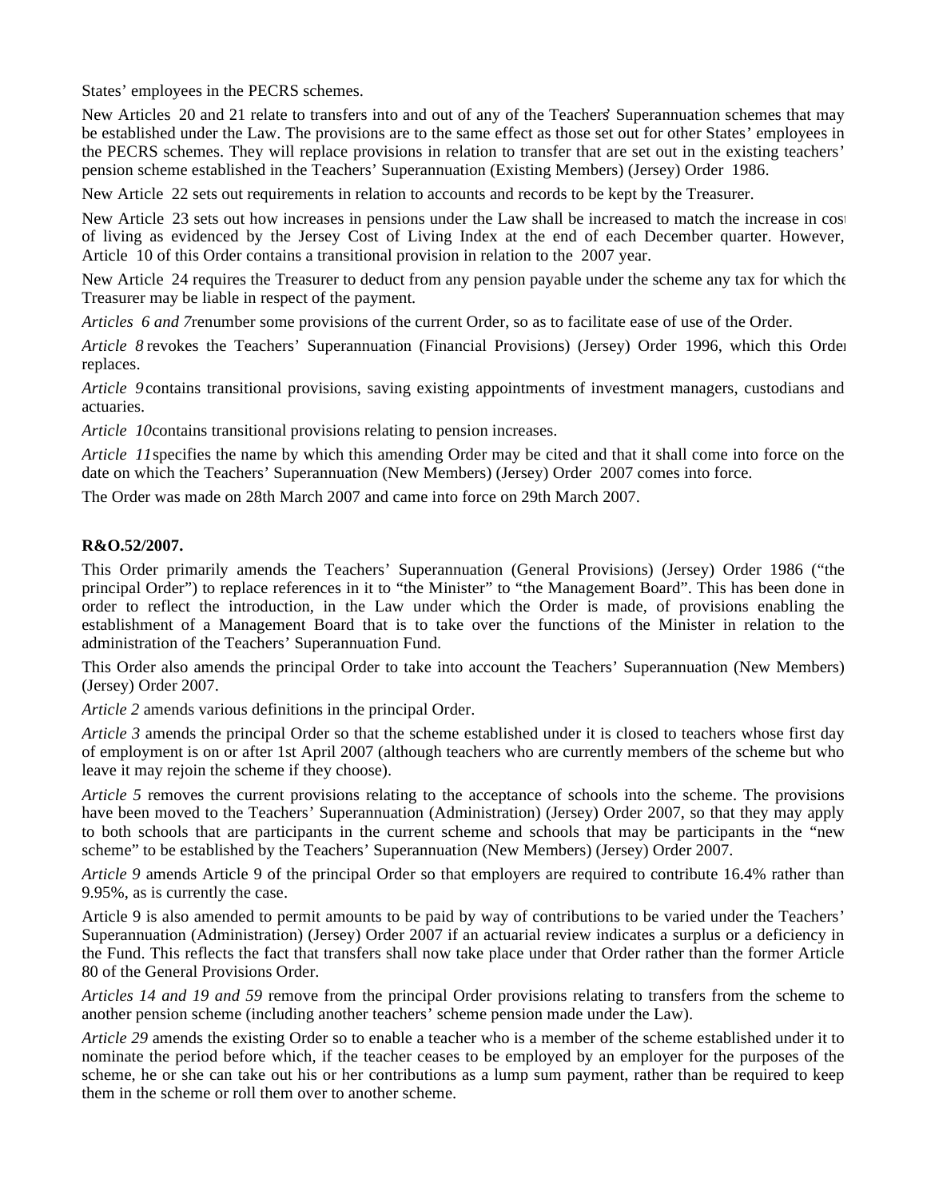States' employees in the PECRS schemes.

New Articles 20 and 21 relate to transfers into and out of any of the Teachers' Superannuation schemes that may be established under the Law. The provisions are to the same effect as those set out for other States' employees in the PECRS schemes. They will replace provisions in relation to transfer that are set out in the existing teachers' pension scheme established in the Teachers' Superannuation (Existing Members) (Jersey) Order 1986.

New Article 22 sets out requirements in relation to accounts and records to be kept by the Treasurer.

New Article 23 sets out how increases in pensions under the Law shall be increased to match the increase in cost of living as evidenced by the Jersey Cost of Living Index at the end of each December quarter. However, Article 10 of this Order contains a transitional provision in relation to the 2007 year.

New Article 24 requires the Treasurer to deduct from any pension payable under the scheme any tax for which the Treasurer may be liable in respect of the payment.

*Articles 6 and 7* renumber some provisions of the current Order, so as to facilitate ease of use of the Order.

*Article 8* revokes the Teachers' Superannuation (Financial Provisions) (Jersey) Order 1996, which this Order replaces.

*Article 9* contains transitional provisions, saving existing appointments of investment managers, custodians and actuaries.

*Article 10* contains transitional provisions relating to pension increases.

*Article 11* specifies the name by which this amending Order may be cited and that it shall come into force on the date on which the Teachers' Superannuation (New Members) (Jersey) Order 2007 comes into force.

The Order was made on 28th March 2007 and came into force on 29th March 2007.

**R&O.52/2007.**

This Order primarily amends the Teachers' Superannuation (General Provisions) (Jersey) Order 1986 ("the principal Order") to replace references in it to "the Minister" to "the Management Board". This has been done in order to reflect the introduction, in the Law under which the Order is made, of provisions enabling the establishment of a Management Board that is to take over the functions of the Minister in relation to the administration of the Teachers' Superannuation Fund.

This Order also amends the principal Order to take into account the Teachers' Superannuation (New Members) (Jersey) Order 2007.

*Article 2* amends various definitions in the principal Order.

*Article 3* amends the principal Order so that the scheme established under it is closed to teachers whose first day of employment is on or after 1st April 2007 (although teachers who are currently members of the scheme but who leave it may rejoin the scheme if they choose).

*Article 5* removes the current provisions relating to the acceptance of schools into the scheme. The provisions have been moved to the Teachers' Superannuation (Administration) (Jersey) Order 2007, so that they may apply to both schools that are participants in the current scheme and schools that may be participants in the "new scheme" to be established by the Teachers' Superannuation (New Members) (Jersey) Order 2007.

*Article 9* amends Article 9 of the principal Order so that employers are required to contribute 16.4% rather than 9.95%, as is currently the case.

Article 9 is also amended to permit amounts to be paid by way of contributions to be varied under the Teachers' Superannuation (Administration) (Jersey) Order 2007 if an actuarial review indicates a surplus or a deficiency in the Fund. This reflects the fact that transfers shall now take place under that Order rather than the former Article 80 of the General Provisions Order.

*Articles 14 and 19 and 59* remove from the principal Order provisions relating to transfers from the scheme to another pension scheme (including another teachers' scheme pension made under the Law).

*Article 29* amends the existing Order so to enable a teacher who is a member of the scheme established under it to nominate the period before which, if the teacher ceases to be employed by an employer for the purposes of the scheme, he or she can take out his or her contributions as a lump sum payment, rather than be required to keep them in the scheme or roll them over to another scheme.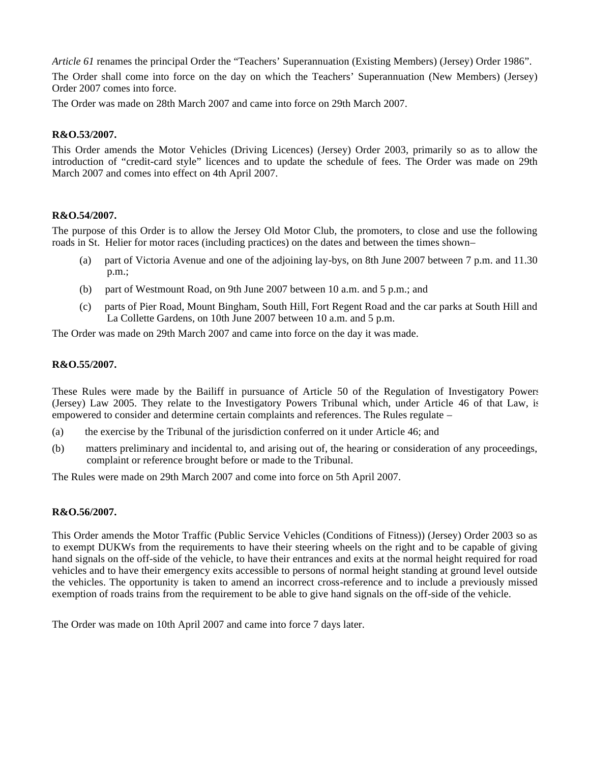*Article 61* renames the principal Order the "Teachers' Superannuation (Existing Members) (Jersey) Order 1986".

The Order shall come into force on the day on which the Teachers' Superannuation (New Members) (Jersey) Order 2007 comes into force.

The Order was made on 28th March 2007 and came into force on 29th March 2007.

**R&O.53/2007.**

This Order amends the Motor Vehicles (Driving Licences) (Jersey) Order 2003, primarily so as to allow the introduction of "credit-card style" licences and to update the schedule of fees. The Order was made on 29th March 2007 and comes into effect on 4th April 2007.

**R&O.54/2007.**

The purpose of this Order is to allow the Jersey Old Motor Club, the promoters, to close and use the following roads in St. Helier for motor races (including practices) on the dates and between the times shown–

(a) part of Victoria Avenue and one of the adjoining lay-bys, on 8th June 2007 between 7 p.m. and 11.30 p.m.;

(b) part of Westmount Road, on 9th June 2007 between 10 a.m. and 5 p.m.; and

(c) parts of Pier Road, Mount Bingham, South Hill, Fort Regent Road and the car parks at South Hill and La Collette Gardens, on 10th June 2007 between 10 a.m. and 5 p.m.

The Order was made on 29th March 2007 and came into force on the day it was made.

**R&O.55/2007.**

These Rules were made by the Bailiff in pursuance of Article 50 of the Regulation of Investigatory Powers (Jersey) Law 2005. They relate to the Investigatory Powers Tribunal which, under Article 46 of that Law, is empowered to consider and determine certain complaints and references. The Rules regulate –

(a) the exercise by the Tribunal of the jurisdiction conferred on it under Article 46; and

(b) matters preliminary and incidental to, and arising out of, the hearing or consideration of any proceedings, complaint or reference brought before or made to the Tribunal.

The Rules were made on 29th March 2007 and come into force on 5th April 2007.

**R&O.56/2007.**

This Order amends the Motor Traffic (Public Service Vehicles (Conditions of Fitness)) (Jersey) Order 2003 so as to exempt DUKWs from the requirements to have their steering wheels on the right and to be capable of giving hand signals on the off-side of the vehicle, to have their entrances and exits at the normal height required for road vehicles and to have their emergency exits accessible to persons of normal height standing at ground level outside the vehicles. The opportunity is taken to amend an incorrect cross-reference and to include a previously missed exemption of roads trains from the requirement to be able to give hand signals on the off-side of the vehicle.

The Order was made on 10th April 2007 and came into force 7 days later.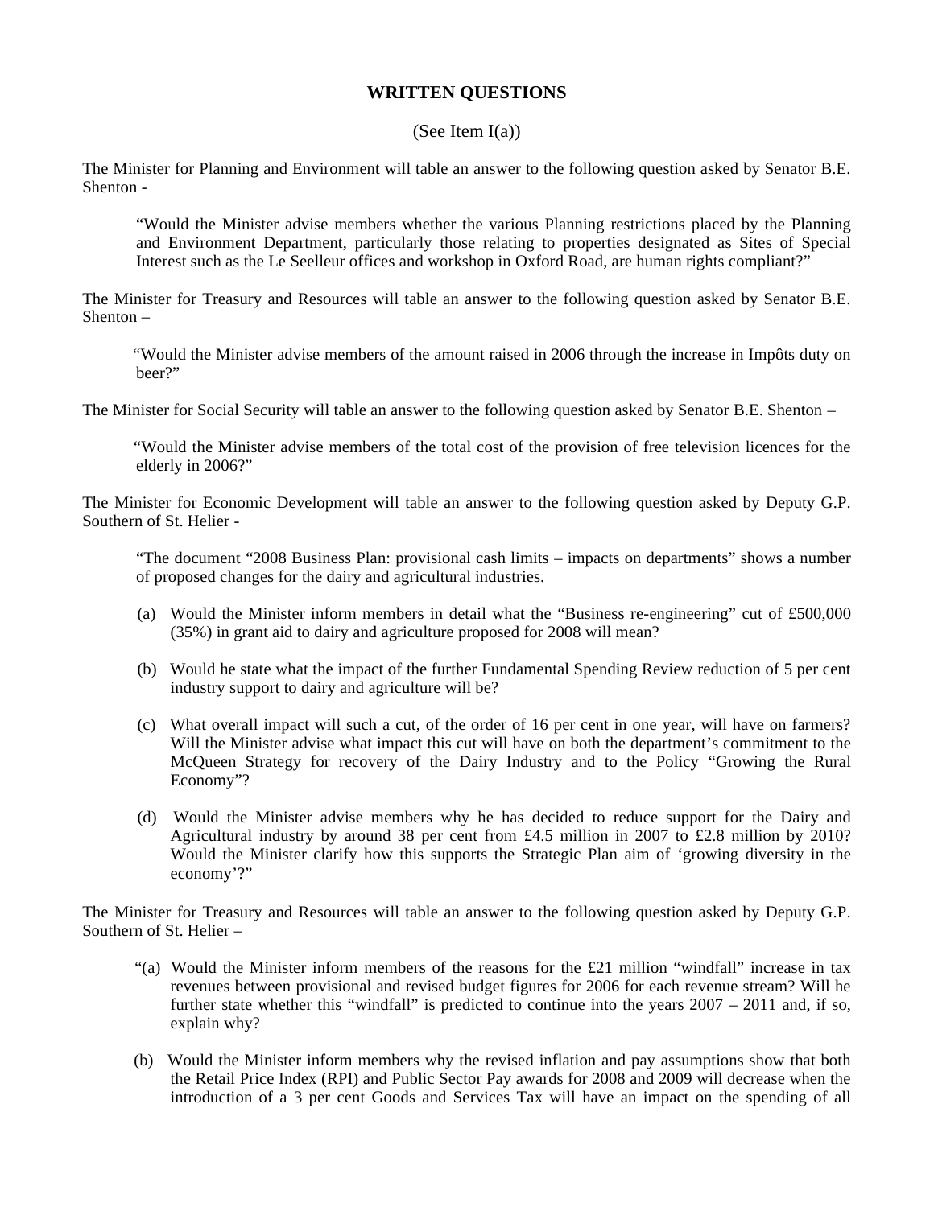**WRITTEN QUESTIONS**

(See Item I(a))

The Minister for Planning and Environment will table an answer to the following question asked by Senator B.E. Shenton -

> "Would the Minister advise members whether the various Planning restrictions placed by the Planning and Environment Department, particularly those relating to properties designated as Sites of Special Interest such as the Le Seelleur offices and workshop in Oxford Road, are human rights compliant?"

The Minister for Treasury and Resources will table an answer to the following question asked by Senator B.E. Shenton –

> "Would the Minister advise members of the amount raised in 2006 through the increase in Impôts duty on beer?"

The Minister for Social Security will table an answer to the following question asked by Senator B.E. Shenton –

> "Would the Minister advise members of the total cost of the provision of free television licences for the elderly in 2006?"

The Minister for Economic Development will table an answer to the following question asked by Deputy G.P. Southern of St. Helier -

> "The document "2008 Business Plan: provisional cash limits – impacts on departments" shows a number of proposed changes for the dairy and agricultural industries.
>
> (a) Would the Minister inform members in detail what the "Business re-engineering" cut of £500,000 (35%) in grant aid to dairy and agriculture proposed for 2008 will mean?
>
> (b) Would he state what the impact of the further Fundamental Spending Review reduction of 5 per cent industry support to dairy and agriculture will be?
>
> (c) What overall impact will such a cut, of the order of 16 per cent in one year, will have on farmers? Will the Minister advise what impact this cut will have on both the department's commitment to the McQueen Strategy for recovery of the Dairy Industry and to the Policy "Growing the Rural Economy"?
>
> (d) Would the Minister advise members why he has decided to reduce support for the Dairy and Agricultural industry by around 38 per cent from £4.5 million in 2007 to £2.8 million by 2010? Would the Minister clarify how this supports the Strategic Plan aim of 'growing diversity in the economy'?"

The Minister for Treasury and Resources will table an answer to the following question asked by Deputy G.P. Southern of St. Helier –

> "(a) Would the Minister inform members of the reasons for the £21 million "windfall" increase in tax revenues between provisional and revised budget figures for 2006 for each revenue stream? Will he further state whether this "windfall" is predicted to continue into the years 2007 – 2011 and, if so, explain why?
>
> (b) Would the Minister inform members why the revised inflation and pay assumptions show that both the Retail Price Index (RPI) and Public Sector Pay awards for 2008 and 2009 will decrease when the introduction of a 3 per cent Goods and Services Tax will have an impact on the spending of all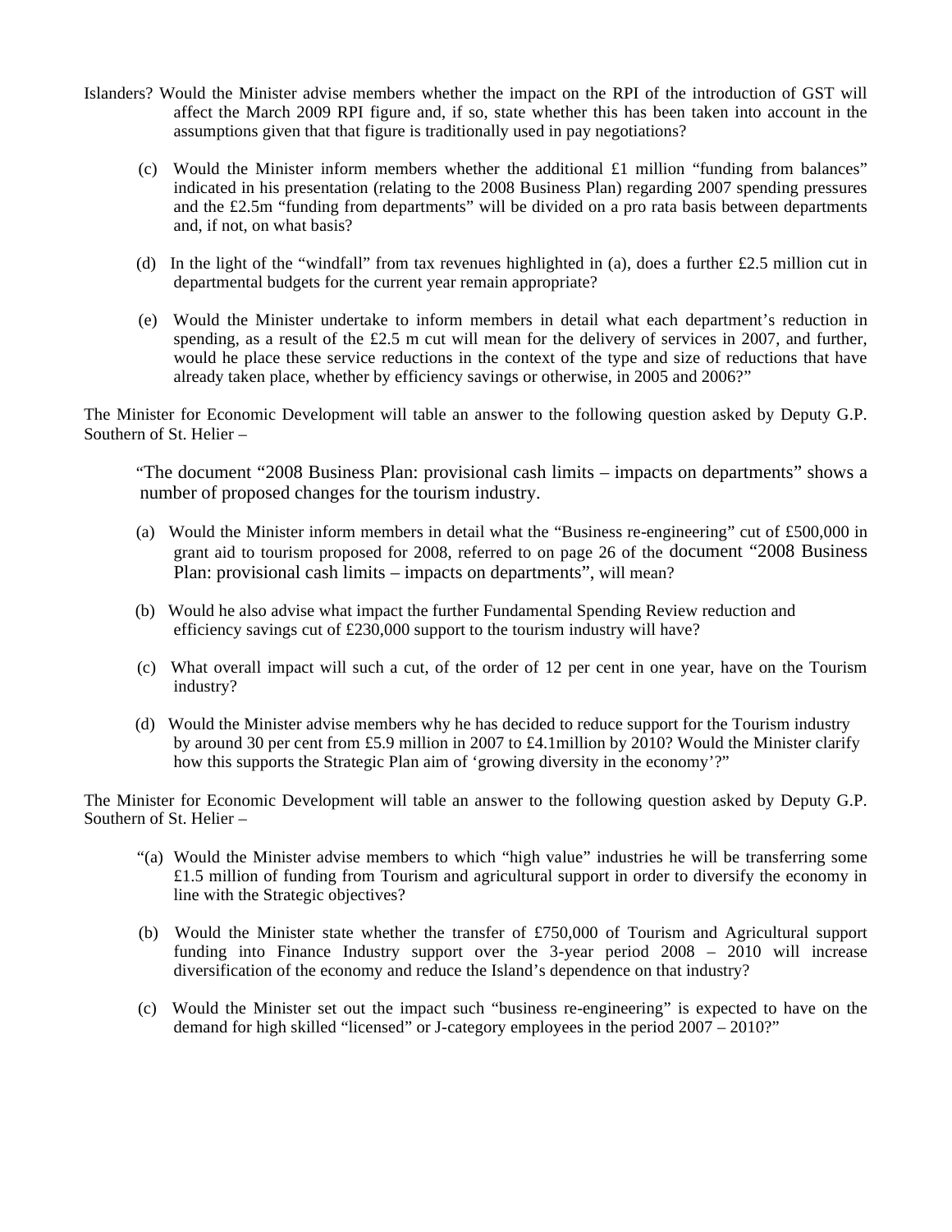Islanders? Would the Minister advise members whether the impact on the RPI of the introduction of GST will affect the March 2009 RPI figure and, if so, state whether this has been taken into account in the assumptions given that that figure is traditionally used in pay negotiations?

(c) Would the Minister inform members whether the additional £1 million "funding from balances" indicated in his presentation (relating to the 2008 Business Plan) regarding 2007 spending pressures and the £2.5m "funding from departments" will be divided on a pro rata basis between departments and, if not, on what basis?

(d) In the light of the "windfall" from tax revenues highlighted in (a), does a further £2.5 million cut in departmental budgets for the current year remain appropriate?

(e) Would the Minister undertake to inform members in detail what each department's reduction in spending, as a result of the £2.5 m cut will mean for the delivery of services in 2007, and further, would he place these service reductions in the context of the type and size of reductions that have already taken place, whether by efficiency savings or otherwise, in 2005 and 2006?"

The Minister for Economic Development will table an answer to the following question asked by Deputy G.P. Southern of St. Helier –

"The document "2008 Business Plan: provisional cash limits – impacts on departments" shows a number of proposed changes for the tourism industry.

(a) Would the Minister inform members in detail what the "Business re-engineering" cut of £500,000 in grant aid to tourism proposed for 2008, referred to on page 26 of the document "2008 Business Plan: provisional cash limits – impacts on departments", will mean?

(b) Would he also advise what impact the further Fundamental Spending Review reduction and efficiency savings cut of £230,000 support to the tourism industry will have?

(c) What overall impact will such a cut, of the order of 12 per cent in one year, have on the Tourism industry?

(d) Would the Minister advise members why he has decided to reduce support for the Tourism industry by around 30 per cent from £5.9 million in 2007 to £4.1million by 2010? Would the Minister clarify how this supports the Strategic Plan aim of 'growing diversity in the economy'?"

The Minister for Economic Development will table an answer to the following question asked by Deputy G.P. Southern of St. Helier –

"(a) Would the Minister advise members to which "high value" industries he will be transferring some £1.5 million of funding from Tourism and agricultural support in order to diversify the economy in line with the Strategic objectives?

(b) Would the Minister state whether the transfer of £750,000 of Tourism and Agricultural support funding into Finance Industry support over the 3-year period 2008 – 2010 will increase diversification of the economy and reduce the Island's dependence on that industry?

(c) Would the Minister set out the impact such "business re-engineering" is expected to have on the demand for high skilled "licensed" or J-category employees in the period 2007 – 2010?"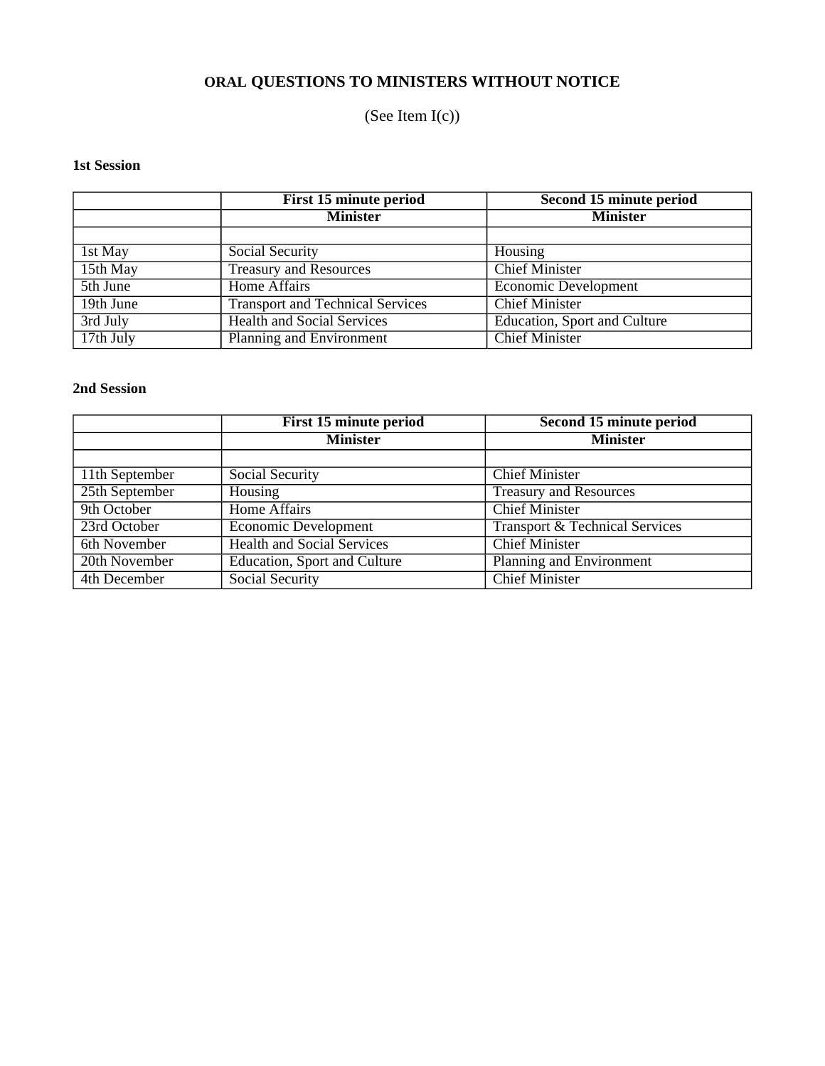# ORAL QUESTIONS TO MINISTERS WITHOUT NOTICE

(See Item I(c))

**1st Session**

| | First 15 minute period | Second 15 minute period |
|---|---|---|
| | **Minister** | **Minister** |
| | | |
| 1st May | Social Security | Housing |
| 15th May | Treasury and Resources | Chief Minister |
| 5th June | Home Affairs | Economic Development |
| 19th June | Transport and Technical Services | Chief Minister |
| 3rd July | Health and Social Services | Education, Sport and Culture |
| 17th July | Planning and Environment | Chief Minister |

**2nd Session**

| | First 15 minute period | Second 15 minute period |
|---|---|---|
| | **Minister** | **Minister** |
| | | |
| 11th September | Social Security | Chief Minister |
| 25th September | Housing | Treasury and Resources |
| 9th October | Home Affairs | Chief Minister |
| 23rd October | Economic Development | Transport & Technical Services |
| 6th November | Health and Social Services | Chief Minister |
| 20th November | Education, Sport and Culture | Planning and Environment |
| 4th December | Social Security | Chief Minister |